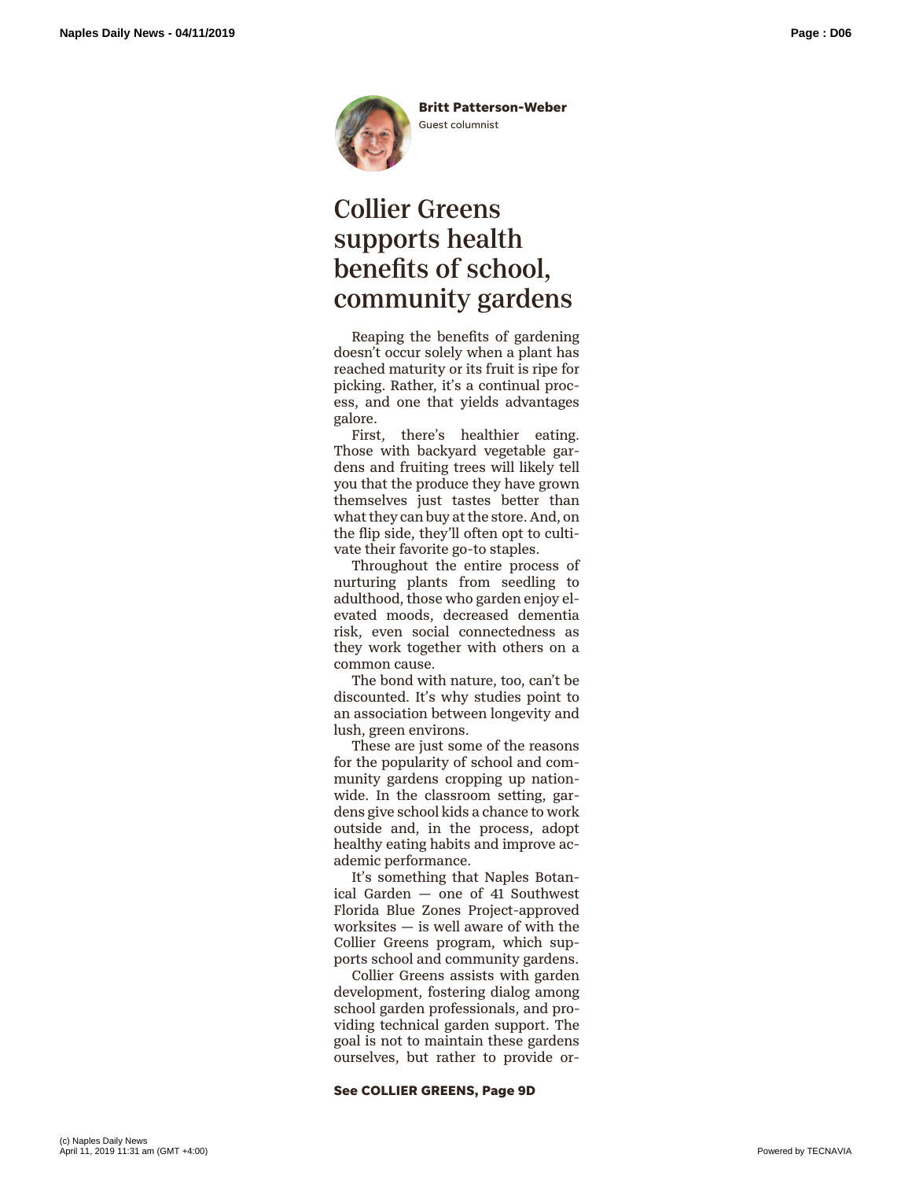**Britt Patterson-Weber**
Guest columnist

# Collier Greens supports health benefits of school, community gardens

Reaping the benefits of gardening doesn't occur solely when a plant has reached maturity or its fruit is ripe for picking. Rather, it's a continual process, and one that yields advantages galore.

First, there's healthier eating. Those with backyard vegetable gardens and fruiting trees will likely tell you that the produce they have grown themselves just tastes better than what they can buy at the store. And, on the flip side, they'll often opt to cultivate their favorite go-to staples.

Throughout the entire process of nurturing plants from seedling to adulthood, those who garden enjoy elevated moods, decreased dementia risk, even social connectedness as they work together with others on a common cause.

The bond with nature, too, can't be discounted. It's why studies point to an association between longevity and lush, green environs.

These are just some of the reasons for the popularity of school and community gardens cropping up nationwide. In the classroom setting, gardens give school kids a chance to work outside and, in the process, adopt healthy eating habits and improve academic performance.

It's something that Naples Botanical Garden — one of 41 Southwest Florida Blue Zones Project-approved worksites — is well aware of with the Collier Greens program, which supports school and community gardens.

Collier Greens assists with garden development, fostering dialog among school garden professionals, and providing technical garden support. The goal is not to maintain these gardens ourselves, but rather to provide or-

**See COLLIER GREENS, Page 9D**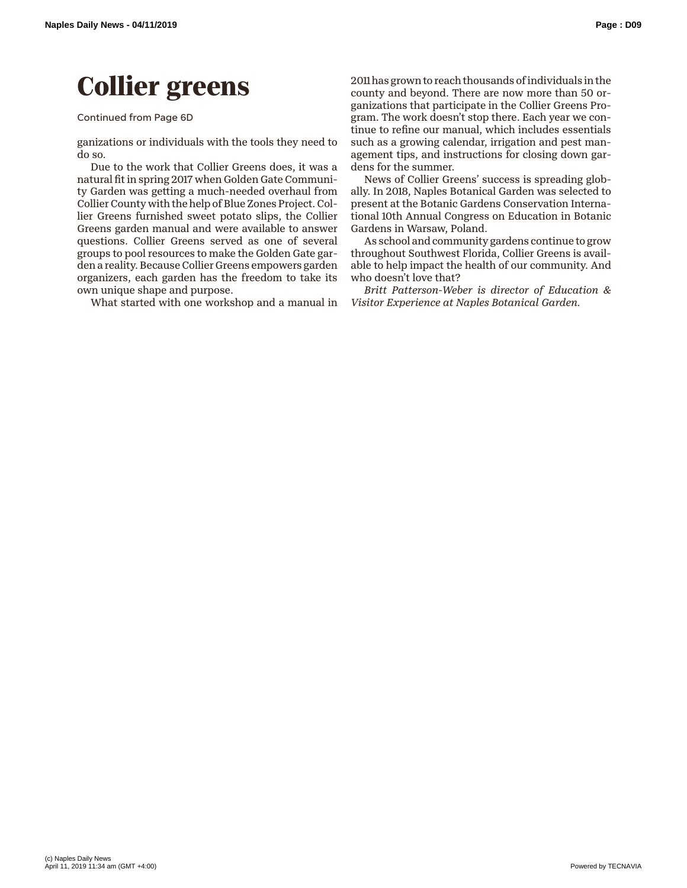# Collier greens

Continued from Page 6D

ganizations or individuals with the tools they need to do so.

Due to the work that Collier Greens does, it was a natural fit in spring 2017 when Golden Gate Community Garden was getting a much-needed overhaul from Collier County with the help of Blue Zones Project. Collier Greens furnished sweet potato slips, the Collier Greens garden manual and were available to answer questions. Collier Greens served as one of several groups to pool resources to make the Golden Gate garden a reality. Because Collier Greens empowers garden organizers, each garden has the freedom to take its own unique shape and purpose.

What started with one workshop and a manual in 2011 has grown to reach thousands of individuals in the county and beyond. There are now more than 50 organizations that participate in the Collier Greens Program. The work doesn't stop there. Each year we continue to refine our manual, which includes essentials such as a growing calendar, irrigation and pest management tips, and instructions for closing down gardens for the summer.

News of Collier Greens' success is spreading globally. In 2018, Naples Botanical Garden was selected to present at the Botanic Gardens Conservation International 10th Annual Congress on Education in Botanic Gardens in Warsaw, Poland.

As school and community gardens continue to grow throughout Southwest Florida, Collier Greens is available to help impact the health of our community. And who doesn't love that?

*Britt Patterson-Weber is director of Education & Visitor Experience at Naples Botanical Garden.*